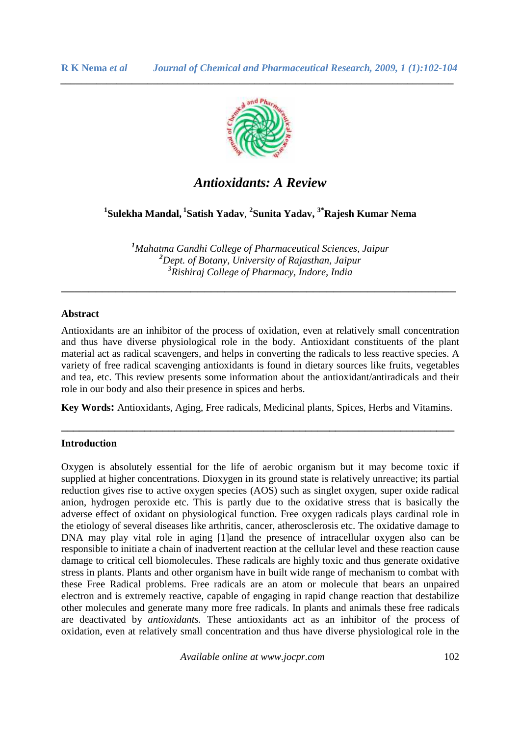# *Antioxidants: A Review*

**[1]Sulekha Mandal, [1]Satish Yadav, [2]Sunita Yadav, [3*]Rajesh Kumar Nema**

*[1]Mahatma Gandhi College of Pharmaceutical Sciences, Jaipur*
*[2]Dept. of Botany, University of Rajasthan, Jaipur*
*[3]Rishiraj College of Pharmacy, Indore, India*

---

## Abstract

Antioxidants are an inhibitor of the process of oxidation, even at relatively small concentration and thus have diverse physiological role in the body. Antioxidant constituents of the plant material act as radical scavengers, and helps in converting the radicals to less reactive species. A variety of free radical scavenging antioxidants is found in dietary sources like fruits, vegetables and tea, etc. This review presents some information about the antioxidant/antiradicals and their role in our body and also their presence in spices and herbs.

**Key Words:** Antioxidants, Aging, Free radicals, Medicinal plants, Spices, Herbs and Vitamins.

---

## Introduction

Oxygen is absolutely essential for the life of aerobic organism but it may become toxic if supplied at higher concentrations. Dioxygen in its ground state is relatively unreactive; its partial reduction gives rise to active oxygen species (AOS) such as singlet oxygen, super oxide radical anion, hydrogen peroxide etc. This is partly due to the oxidative stress that is basically the adverse effect of oxidant on physiological function. Free oxygen radicals plays cardinal role in the etiology of several diseases like arthritis, cancer, atherosclerosis etc. The oxidative damage to DNA may play vital role in aging [1]and the presence of intracellular oxygen also can be responsible to initiate a chain of inadvertent reaction at the cellular level and these reaction cause damage to critical cell biomolecules. These radicals are highly toxic and thus generate oxidative stress in plants. Plants and other organism have in built wide range of mechanism to combat with these Free Radical problems. Free radicals are an atom or molecule that bears an unpaired electron and is extremely reactive, capable of engaging in rapid change reaction that destabilize other molecules and generate many more free radicals. In plants and animals these free radicals are deactivated by *antioxidants.* These antioxidants act as an inhibitor of the process of oxidation, even at relatively small concentration and thus have diverse physiological role in the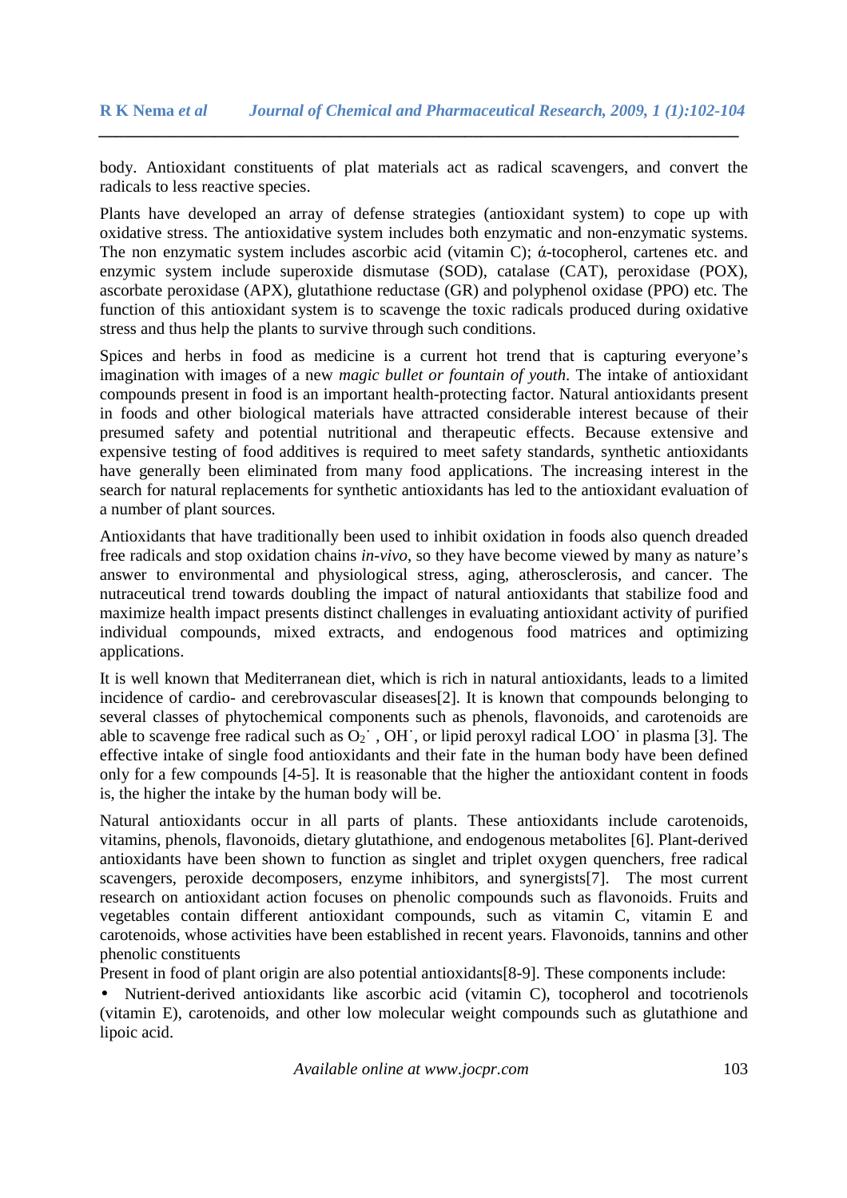body. Antioxidant constituents of plat materials act as radical scavengers, and convert the radicals to less reactive species.

Plants have developed an array of defense strategies (antioxidant system) to cope up with oxidative stress. The antioxidative system includes both enzymatic and non-enzymatic systems. The non enzymatic system includes ascorbic acid (vitamin C); ά-tocopherol, cartenes etc. and enzymic system include superoxide dismutase (SOD), catalase (CAT), peroxidase (POX), ascorbate peroxidase (APX), glutathione reductase (GR) and polyphenol oxidase (PPO) etc. The function of this antioxidant system is to scavenge the toxic radicals produced during oxidative stress and thus help the plants to survive through such conditions.

Spices and herbs in food as medicine is a current hot trend that is capturing everyone's imagination with images of a new *magic bullet or fountain of youth*. The intake of antioxidant compounds present in food is an important health-protecting factor. Natural antioxidants present in foods and other biological materials have attracted considerable interest because of their presumed safety and potential nutritional and therapeutic effects. Because extensive and expensive testing of food additives is required to meet safety standards, synthetic antioxidants have generally been eliminated from many food applications. The increasing interest in the search for natural replacements for synthetic antioxidants has led to the antioxidant evaluation of a number of plant sources.

Antioxidants that have traditionally been used to inhibit oxidation in foods also quench dreaded free radicals and stop oxidation chains *in-vivo*, so they have become viewed by many as nature's answer to environmental and physiological stress, aging, atherosclerosis, and cancer. The nutraceutical trend towards doubling the impact of natural antioxidants that stabilize food and maximize health impact presents distinct challenges in evaluating antioxidant activity of purified individual compounds, mixed extracts, and endogenous food matrices and optimizing applications.

It is well known that Mediterranean diet, which is rich in natural antioxidants, leads to a limited incidence of cardio- and cerebrovascular diseases[2]. It is known that compounds belonging to several classes of phytochemical components such as phenols, flavonoids, and carotenoids are able to scavenge free radical such as $O_2^{\cdot}$ , $OH^{\cdot}$, or lipid peroxyl radical $LOO^{\cdot}$ in plasma [3]. The effective intake of single food antioxidants and their fate in the human body have been defined only for a few compounds [4-5]. It is reasonable that the higher the antioxidant content in foods is, the higher the intake by the human body will be.

Natural antioxidants occur in all parts of plants. These antioxidants include carotenoids, vitamins, phenols, flavonoids, dietary glutathione, and endogenous metabolites [6]. Plant-derived antioxidants have been shown to function as singlet and triplet oxygen quenchers, free radical scavengers, peroxide decomposers, enzyme inhibitors, and synergists[7]. The most current research on antioxidant action focuses on phenolic compounds such as flavonoids. Fruits and vegetables contain different antioxidant compounds, such as vitamin C, vitamin E and carotenoids, whose activities have been established in recent years. Flavonoids, tannins and other phenolic constituents

Present in food of plant origin are also potential antioxidants[8-9]. These components include:

- Nutrient-derived antioxidants like ascorbic acid (vitamin C), tocopherol and tocotrienols (vitamin E), carotenoids, and other low molecular weight compounds such as glutathione and lipoic acid.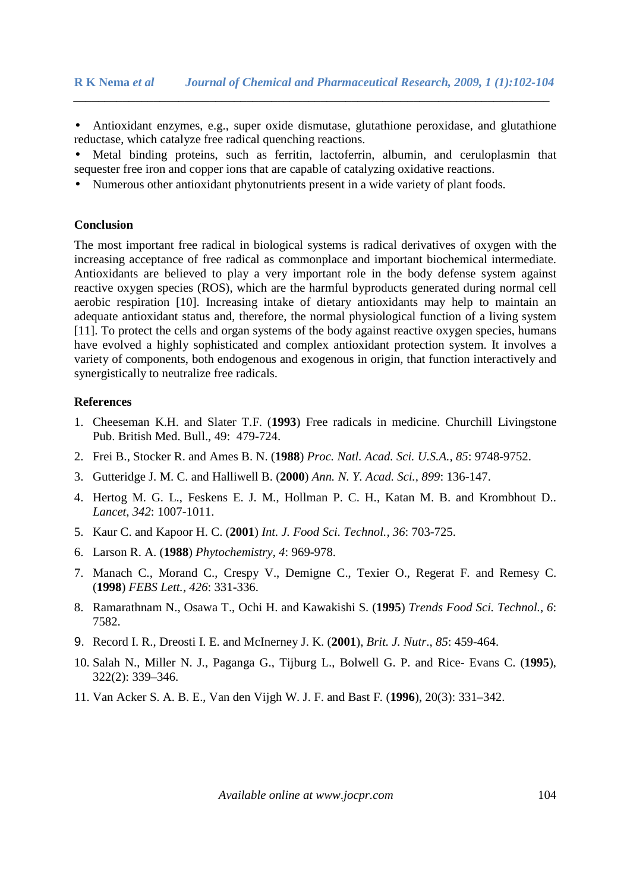- Antioxidant enzymes, e.g., super oxide dismutase, glutathione peroxidase, and glutathione reductase, which catalyze free radical quenching reactions.
- Metal binding proteins, such as ferritin, lactoferrin, albumin, and ceruloplasmin that sequester free iron and copper ions that are capable of catalyzing oxidative reactions.
- Numerous other antioxidant phytonutrients present in a wide variety of plant foods.

**Conclusion**

The most important free radical in biological systems is radical derivatives of oxygen with the increasing acceptance of free radical as commonplace and important biochemical intermediate. Antioxidants are believed to play a very important role in the body defense system against reactive oxygen species (ROS), which are the harmful byproducts generated during normal cell aerobic respiration [10]. Increasing intake of dietary antioxidants may help to maintain an adequate antioxidant status and, therefore, the normal physiological function of a living system [11]. To protect the cells and organ systems of the body against reactive oxygen species, humans have evolved a highly sophisticated and complex antioxidant protection system. It involves a variety of components, both endogenous and exogenous in origin, that function interactively and synergistically to neutralize free radicals.

**References**

1. Cheeseman K.H. and Slater T.F. (**1993**) Free radicals in medicine. Churchill Livingstone Pub. British Med. Bull., 49: 479-724.
2. Frei B., Stocker R. and Ames B. N. (**1988**) *Proc. Natl. Acad. Sci. U.S.A., 85*: 9748-9752.
3. Gutteridge J. M. C. and Halliwell B. (**2000**) *Ann. N. Y. Acad. Sci., 899*: 136-147.
4. Hertog M. G. L., Feskens E. J. M., Hollman P. C. H., Katan M. B. and Krombhout D.. *Lancet, 342*: 1007-1011.
5. Kaur C. and Kapoor H. C. (**2001**) *Int. J. Food Sci. Technol., 36*: 703-725.
6. Larson R. A. (**1988**) *Phytochemistry, 4*: 969-978.
7. Manach C., Morand C., Crespy V., Demigne C., Texier O., Regerat F. and Remesy C. (**1998**) *FEBS Lett., 426*: 331-336.
8. Ramarathnam N., Osawa T., Ochi H. and Kawakishi S. (**1995**) *Trends Food Sci. Technol., 6*: 7582.
9. Record I. R., Dreosti I. E. and McInerney J. K. (**2001**), *Brit. J. Nutr., 85*: 459-464.
10. Salah N., Miller N. J., Paganga G., Tijburg L., Bolwell G. P. and Rice- Evans C. (**1995**), 322(2): 339–346.
11. Van Acker S. A. B. E., Van den Vijgh W. J. F. and Bast F. (**1996**), 20(3): 331–342.